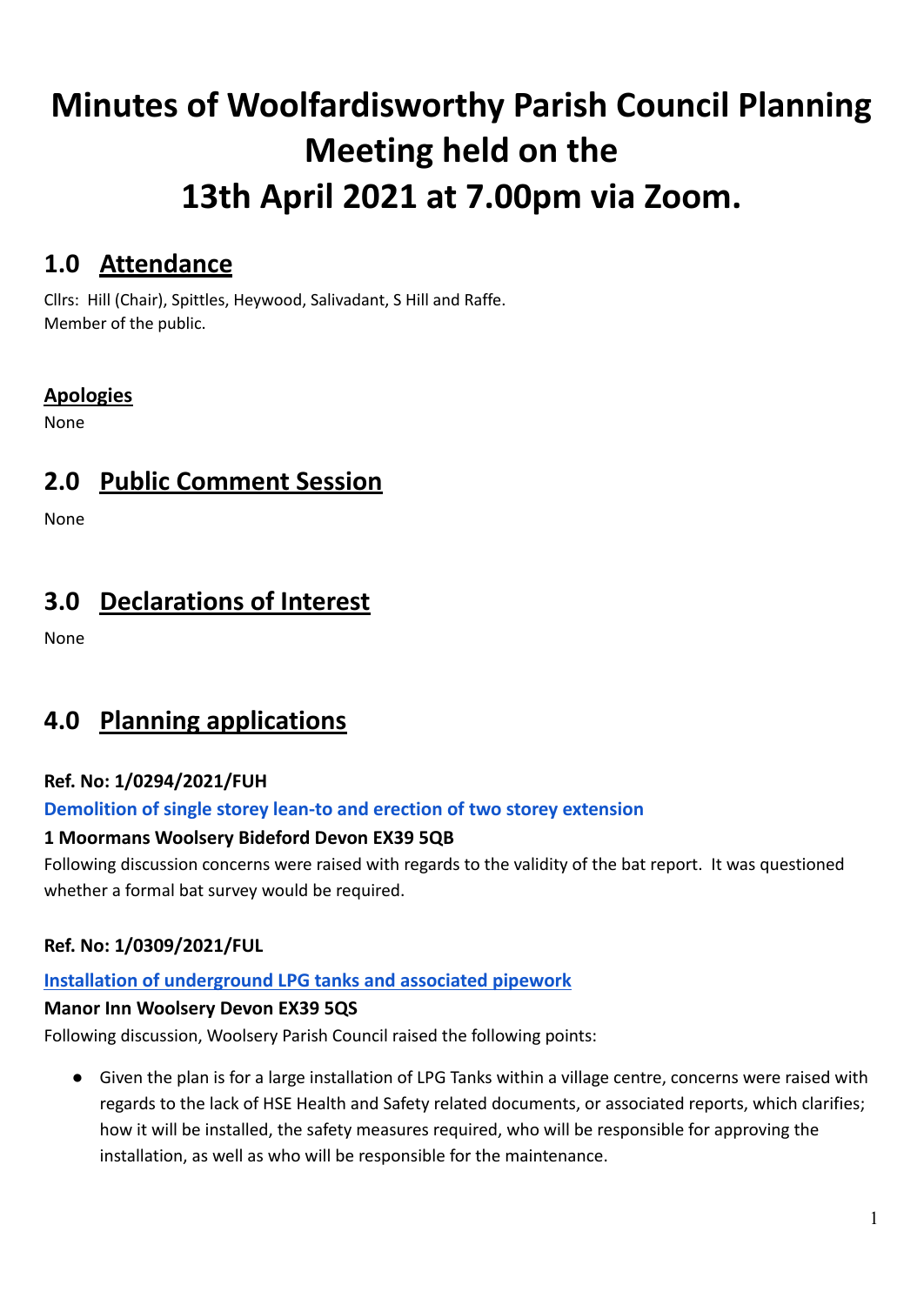# Minutes of Woolfardisworthy Parish Council Planning Meeting held on the 13th April 2021 at 7.00pm via Zoom.

## 1.0 Attendance

Cllrs: Hill (Chair), Spittles, Heywood, Salivadant, S Hill and Raffe.
Member of the public.

**Apologies**

None

## 2.0 Public Comment Session

None

## 3.0 Declarations of Interest

None

## 4.0 Planning applications

**Ref. No: 1/0294/2021/FUH**

**Demolition of single storey lean-to and erection of two storey extension**

**1 Moormans Woolsery Bideford Devon EX39 5QB**

Following discussion concerns were raised with regards to the validity of the bat report. It was questioned whether a formal bat survey would be required.

**Ref. No: 1/0309/2021/FUL**

**Installation of underground LPG tanks and associated pipework**

**Manor Inn Woolsery Devon EX39 5QS**

Following discussion, Woolsery Parish Council raised the following points:

- Given the plan is for a large installation of LPG Tanks within a village centre, concerns were raised with regards to the lack of HSE Health and Safety related documents, or associated reports, which clarifies; how it will be installed, the safety measures required, who will be responsible for approving the installation, as well as who will be responsible for the maintenance.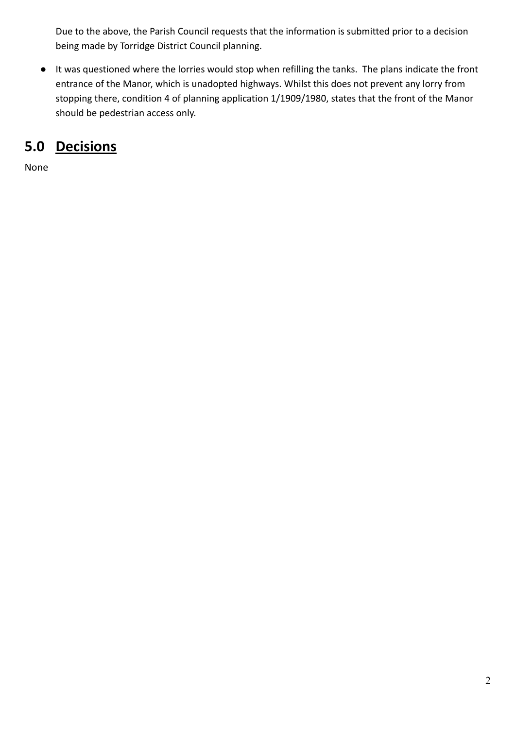Due to the above, the Parish Council requests that the information is submitted prior to a decision being made by Torridge District Council planning.

- It was questioned where the lorries would stop when refilling the tanks. The plans indicate the front entrance of the Manor, which is unadopted highways. Whilst this does not prevent any lorry from stopping there, condition 4 of planning application 1/1909/1980, states that the front of the Manor should be pedestrian access only.

## 5.0 Decisions

None